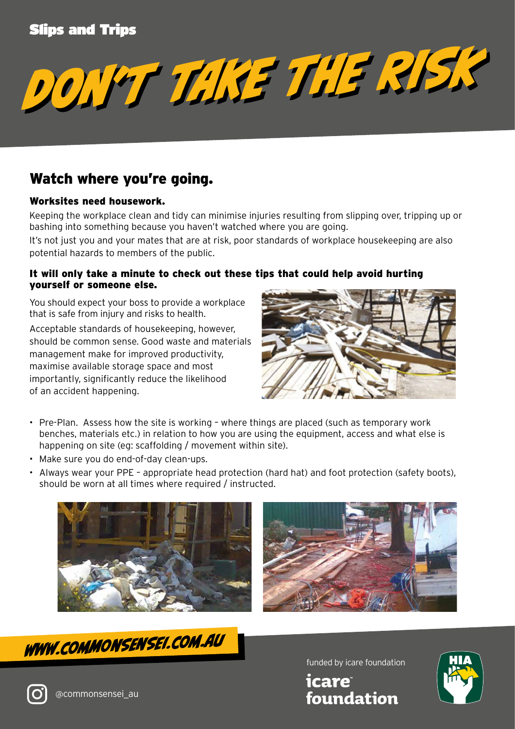Slips and Trips

# DON'T TAKE THE RISK

## Watch where you're going.

### Worksites need housework.

Keeping the workplace clean and tidy can minimise injuries resulting from slipping over, tripping up or bashing into something because you haven't watched where you are going.

It's not just you and your mates that are at risk, poor standards of workplace housekeeping are also potential hazards to members of the public.

### It will only take a minute to check out these tips that could help avoid hurting yourself or someone else.

You should expect your boss to provide a workplace that is safe from injury and risks to health.

Acceptable standards of housekeeping, however, should be common sense. Good waste and materials management make for improved productivity, maximise available storage space and most importantly, significantly reduce the likelihood of an accident happening.

- Pre-Plan. Assess how the site is working – where things are placed (such as temporary work benches, materials etc.) in relation to how you are using the equipment, access and what else is happening on site (eg: scaffolding / movement within site).
- Make sure you do end-of-day clean-ups.
- Always wear your PPE – appropriate head protection (hard hat) and foot protection (safety boots), should be worn at all times where required / instructed.

WWW.COMMONSENSEI.COM.AU

@commonsensei_au

funded by icare foundation

icare foundation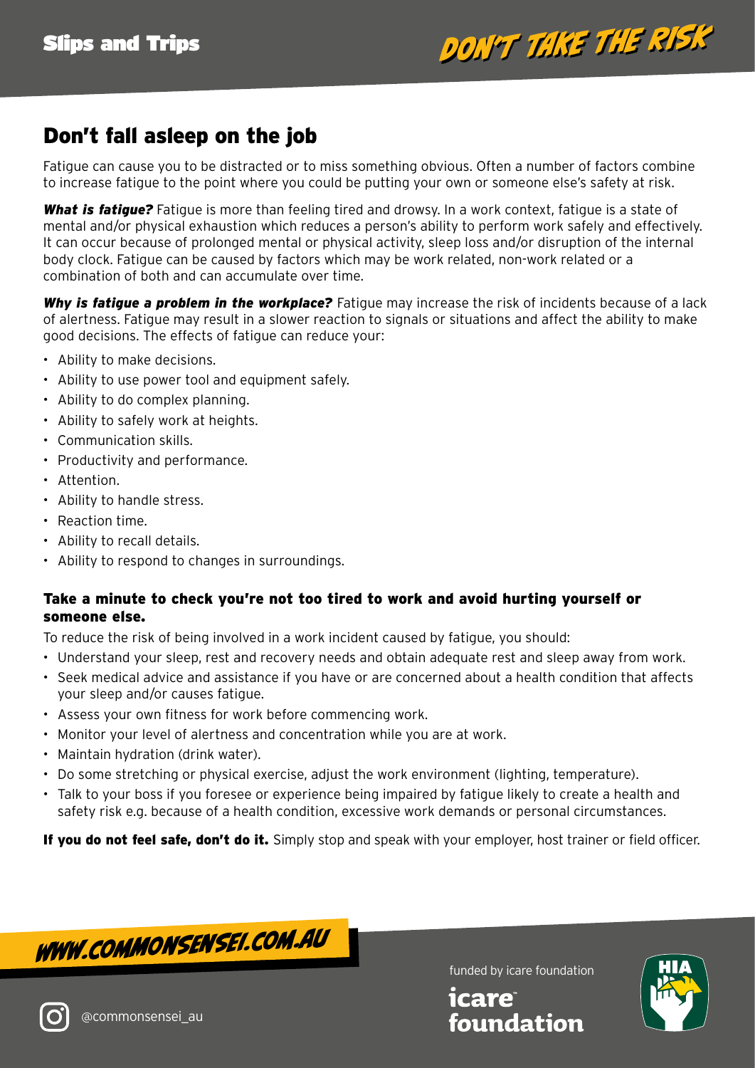Slips and Trips

DON'T TAKE THE RISK

## Don't fall asleep on the job

Fatigue can cause you to be distracted or to miss something obvious. Often a number of factors combine to increase fatigue to the point where you could be putting your own or someone else's safety at risk.

***What is fatigue?*** Fatigue is more than feeling tired and drowsy. In a work context, fatigue is a state of mental and/or physical exhaustion which reduces a person's ability to perform work safely and effectively. It can occur because of prolonged mental or physical activity, sleep loss and/or disruption of the internal body clock. Fatigue can be caused by factors which may be work related, non-work related or a combination of both and can accumulate over time.

***Why is fatigue a problem in the workplace?*** Fatigue may increase the risk of incidents because of a lack of alertness. Fatigue may result in a slower reaction to signals or situations and affect the ability to make good decisions. The effects of fatigue can reduce your:

- Ability to make decisions.
- Ability to use power tool and equipment safely.
- Ability to do complex planning.
- Ability to safely work at heights.
- Communication skills.
- Productivity and performance.
- Attention.
- Ability to handle stress.
- Reaction time.
- Ability to recall details.
- Ability to respond to changes in surroundings.

### Take a minute to check you're not too tired to work and avoid hurting yourself or someone else.

To reduce the risk of being involved in a work incident caused by fatigue, you should:

- Understand your sleep, rest and recovery needs and obtain adequate rest and sleep away from work.
- Seek medical advice and assistance if you have or are concerned about a health condition that affects your sleep and/or causes fatigue.
- Assess your own fitness for work before commencing work.
- Monitor your level of alertness and concentration while you are at work.
- Maintain hydration (drink water).
- Do some stretching or physical exercise, adjust the work environment (lighting, temperature).
- Talk to your boss if you foresee or experience being impaired by fatigue likely to create a health and safety risk e.g. because of a health condition, excessive work demands or personal circumstances.

**If you do not feel safe, don't do it.** Simply stop and speak with your employer, host trainer or field officer.

WWW.COMMONSENSEI.COM.AU

@commonsensei_au

funded by icare foundation

icare foundation